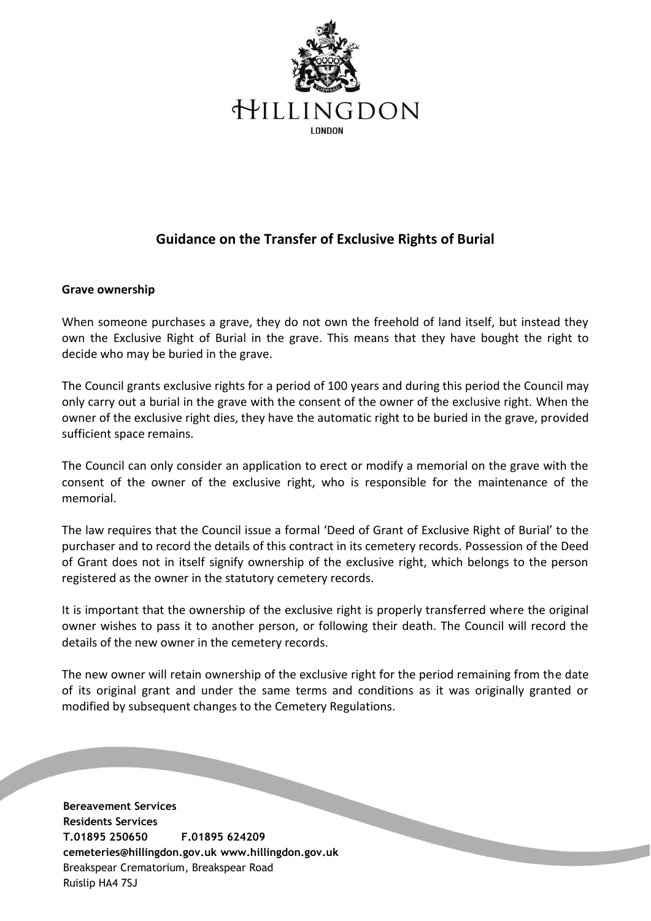HILLINGDON

LONDON

## Guidance on the Transfer of Exclusive Rights of Burial

**Grave ownership**

When someone purchases a grave, they do not own the freehold of land itself, but instead they own the Exclusive Right of Burial in the grave. This means that they have bought the right to decide who may be buried in the grave.

The Council grants exclusive rights for a period of 100 years and during this period the Council may only carry out a burial in the grave with the consent of the owner of the exclusive right. When the owner of the exclusive right dies, they have the automatic right to be buried in the grave, provided sufficient space remains.

The Council can only consider an application to erect or modify a memorial on the grave with the consent of the owner of the exclusive right, who is responsible for the maintenance of the memorial.

The law requires that the Council issue a formal 'Deed of Grant of Exclusive Right of Burial' to the purchaser and to record the details of this contract in its cemetery records. Possession of the Deed of Grant does not in itself signify ownership of the exclusive right, which belongs to the person registered as the owner in the statutory cemetery records.

It is important that the ownership of the exclusive right is properly transferred where the original owner wishes to pass it to another person, or following their death. The Council will record the details of the new owner in the cemetery records.

The new owner will retain ownership of the exclusive right for the period remaining from the date of its original grant and under the same terms and conditions as it was originally granted or modified by subsequent changes to the Cemetery Regulations.

**Bereavement Services**
**Residents Services**
**T.01895 250650 F.01895 624209**
**cemeteries@hillingdon.gov.uk www.hillingdon.gov.uk**
Breakspear Crematorium, Breakspear Road
Ruislip HA4 7SJ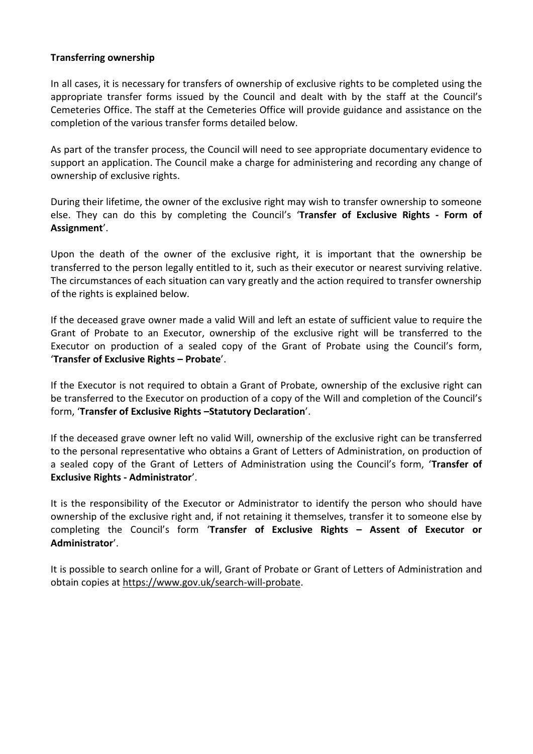**Transferring ownership**

In all cases, it is necessary for transfers of ownership of exclusive rights to be completed using the appropriate transfer forms issued by the Council and dealt with by the staff at the Council's Cemeteries Office. The staff at the Cemeteries Office will provide guidance and assistance on the completion of the various transfer forms detailed below.

As part of the transfer process, the Council will need to see appropriate documentary evidence to support an application. The Council make a charge for administering and recording any change of ownership of exclusive rights.

During their lifetime, the owner of the exclusive right may wish to transfer ownership to someone else. They can do this by completing the Council's '**Transfer of Exclusive Rights - Form of Assignment**'.

Upon the death of the owner of the exclusive right, it is important that the ownership be transferred to the person legally entitled to it, such as their executor or nearest surviving relative. The circumstances of each situation can vary greatly and the action required to transfer ownership of the rights is explained below.

If the deceased grave owner made a valid Will and left an estate of sufficient value to require the Grant of Probate to an Executor, ownership of the exclusive right will be transferred to the Executor on production of a sealed copy of the Grant of Probate using the Council's form, '**Transfer of Exclusive Rights – Probate**'.

If the Executor is not required to obtain a Grant of Probate, ownership of the exclusive right can be transferred to the Executor on production of a copy of the Will and completion of the Council's form, '**Transfer of Exclusive Rights –Statutory Declaration**'.

If the deceased grave owner left no valid Will, ownership of the exclusive right can be transferred to the personal representative who obtains a Grant of Letters of Administration, on production of a sealed copy of the Grant of Letters of Administration using the Council's form, '**Transfer of Exclusive Rights - Administrator**'.

It is the responsibility of the Executor or Administrator to identify the person who should have ownership of the exclusive right and, if not retaining it themselves, transfer it to someone else by completing the Council's form '**Transfer of Exclusive Rights – Assent of Executor or Administrator**'.

It is possible to search online for a will, Grant of Probate or Grant of Letters of Administration and obtain copies at https://www.gov.uk/search-will-probate.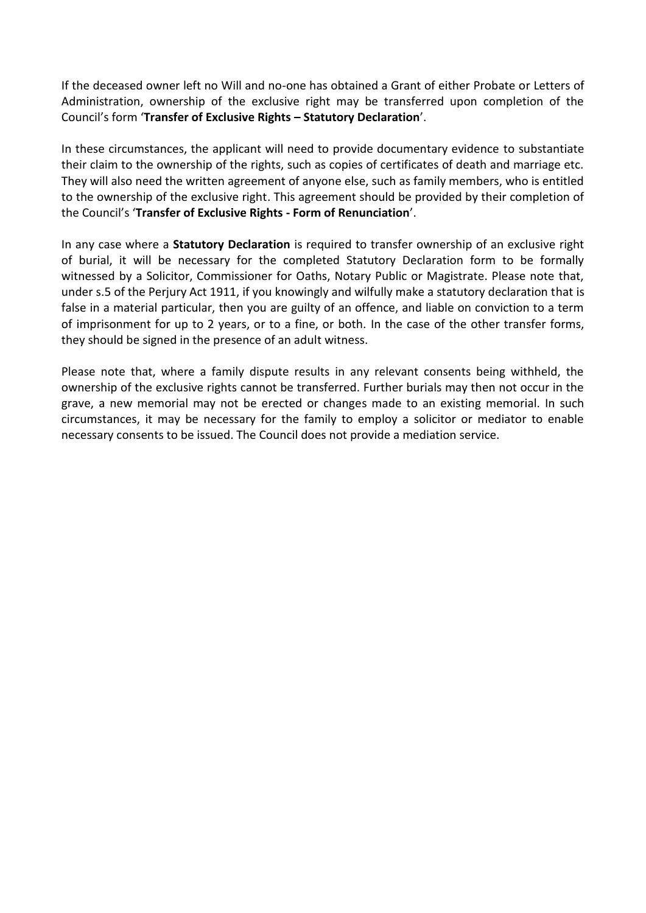If the deceased owner left no Will and no-one has obtained a Grant of either Probate or Letters of Administration, ownership of the exclusive right may be transferred upon completion of the Council's form '**Transfer of Exclusive Rights – Statutory Declaration**'.

In these circumstances, the applicant will need to provide documentary evidence to substantiate their claim to the ownership of the rights, such as copies of certificates of death and marriage etc. They will also need the written agreement of anyone else, such as family members, who is entitled to the ownership of the exclusive right. This agreement should be provided by their completion of the Council's '**Transfer of Exclusive Rights - Form of Renunciation**'.

In any case where a **Statutory Declaration** is required to transfer ownership of an exclusive right of burial, it will be necessary for the completed Statutory Declaration form to be formally witnessed by a Solicitor, Commissioner for Oaths, Notary Public or Magistrate. Please note that, under s.5 of the Perjury Act 1911, if you knowingly and wilfully make a statutory declaration that is false in a material particular, then you are guilty of an offence, and liable on conviction to a term of imprisonment for up to 2 years, or to a fine, or both. In the case of the other transfer forms, they should be signed in the presence of an adult witness.

Please note that, where a family dispute results in any relevant consents being withheld, the ownership of the exclusive rights cannot be transferred. Further burials may then not occur in the grave, a new memorial may not be erected or changes made to an existing memorial. In such circumstances, it may be necessary for the family to employ a solicitor or mediator to enable necessary consents to be issued. The Council does not provide a mediation service.